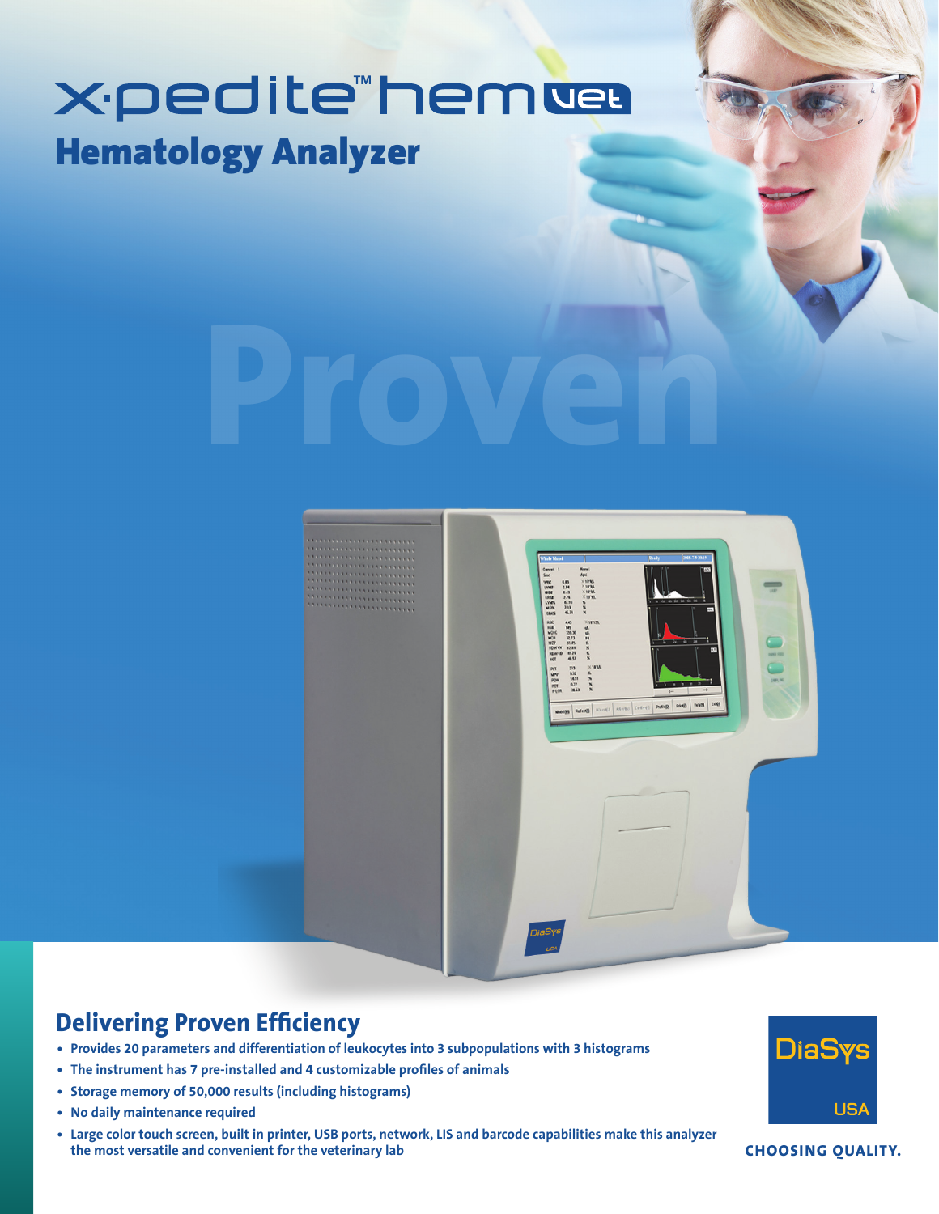# x·pedite™ hem vet

## Hematology Analyzer

Proven

## Delivering Proven Efficiency

- **Provides 20 parameters and differentiation of leukocytes into 3 subpopulations with 3 histograms**
- **The instrument has 7 pre-installed and 4 customizable profiles of animals**
- **Storage memory of 50,000 results (including histograms)**
- **No daily maintenance required**
- **Large color touch screen, built in printer, USB ports, network, LIS and barcode capabilities make this analyzer the most versatile and convenient for the veterinary lab**

DiaSys USA

**CHOOSING QUALITY.**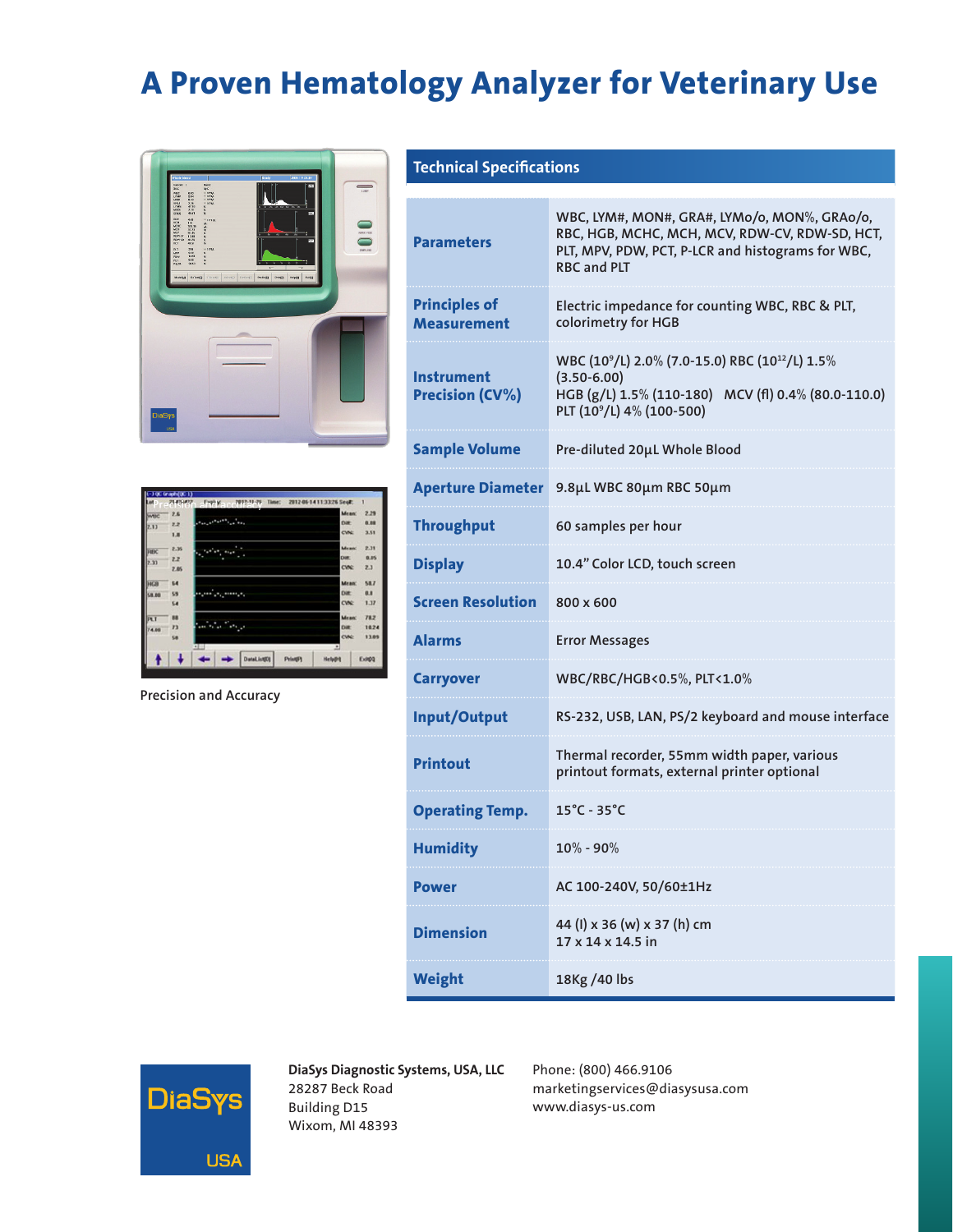# A Proven Hematology Analyzer for Veterinary Use

Precision and Accuracy

| Technical Specifications | |
|---|---|
| **Parameters** | WBC, LYM#, MON#, GRA#, LYMo/o, MON%, GRAo/o, RBC, HGB, MCHC, MCH, MCV, RDW-CV, RDW-SD, HCT, PLT, MPV, PDW, PCT, P-LCR and histograms for WBC, RBC and PLT |
| **Principles of Measurement** | Electric impedance for counting WBC, RBC & PLT, colorimetry for HGB |
| **Instrument Precision (CV%)** | WBC ($10^9$/L) 2.0% (7.0-15.0) RBC ($10^{12}$/L) 1.5% (3.50-6.00) HGB (g/L) 1.5% (110-180) MCV (fl) 0.4% (80.0-110.0) PLT ($10^9$/L) 4% (100-500) |
| **Sample Volume** | Pre-diluted 20µL Whole Blood |
| **Aperture Diameter** | 9.8µL WBC 80µm RBC 50µm |
| **Throughput** | 60 samples per hour |
| **Display** | 10.4" Color LCD, touch screen |
| **Screen Resolution** | 800 x 600 |
| **Alarms** | Error Messages |
| **Carryover** | WBC/RBC/HGB<0.5%, PLT<1.0% |
| **Input/Output** | RS-232, USB, LAN, PS/2 keyboard and mouse interface |
| **Printout** | Thermal recorder, 55mm width paper, various printout formats, external printer optional |
| **Operating Temp.** | 15°C - 35°C |
| **Humidity** | 10% - 90% |
| **Power** | AC 100-240V, 50/60±1Hz |
| **Dimension** | 44 (l) x 36 (w) x 37 (h) cm<br>17 x 14 x 14.5 in |
| **Weight** | 18Kg /40 lbs |

DiaSys USA

**DiaSys Diagnostic Systems, USA, LLC**
28287 Beck Road
Building D15
Wixom, MI 48393

Phone: (800) 466.9106
marketingservices@diasysusa.com
www.diasys-us.com